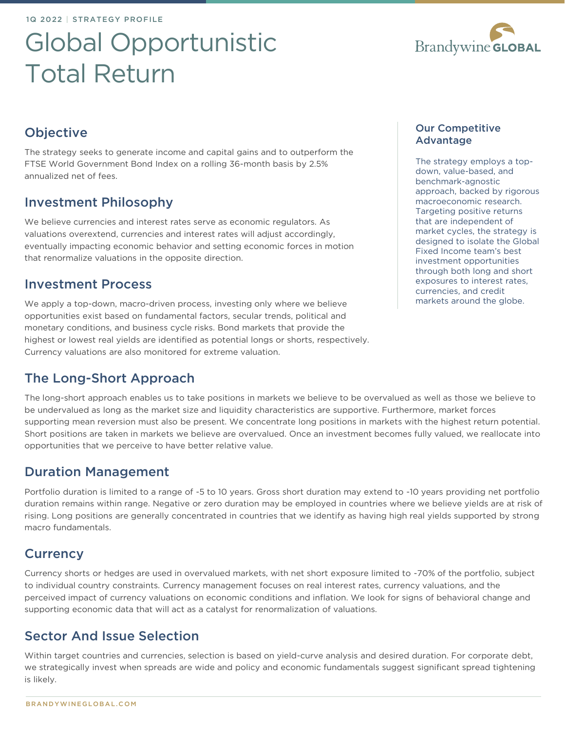1Q 2022 | STRATEGY PROFILE

# Global Opportunistic Total Return

Brandywine GLOBAL

## Objective

The strategy seeks to generate income and capital gains and to outperform the FTSE World Government Bond Index on a rolling 36-month basis by 2.5% annualized net of fees.

## Investment Philosophy

We believe currencies and interest rates serve as economic regulators. As valuations overextend, currencies and interest rates will adjust accordingly, eventually impacting economic behavior and setting economic forces in motion that renormalize valuations in the opposite direction.

## Investment Process

We apply a top-down, macro-driven process, investing only where we believe opportunities exist based on fundamental factors, secular trends, political and monetary conditions, and business cycle risks. Bond markets that provide the highest or lowest real yields are identified as potential longs or shorts, respectively. Currency valuations are also monitored for extreme valuation.

### Our Competitive Advantage

The strategy employs a top-down, value-based, and benchmark-agnostic approach, backed by rigorous macroeconomic research. Targeting positive returns that are independent of market cycles, the strategy is designed to isolate the Global Fixed Income team's best investment opportunities through both long and short exposures to interest rates, currencies, and credit markets around the globe.

## The Long-Short Approach

The long-short approach enables us to take positions in markets we believe to be overvalued as well as those we believe to be undervalued as long as the market size and liquidity characteristics are supportive. Furthermore, market forces supporting mean reversion must also be present. We concentrate long positions in markets with the highest return potential. Short positions are taken in markets we believe are overvalued. Once an investment becomes fully valued, we reallocate into opportunities that we perceive to have better relative value.

## Duration Management

Portfolio duration is limited to a range of -5 to 10 years. Gross short duration may extend to -10 years providing net portfolio duration remains within range. Negative or zero duration may be employed in countries where we believe yields are at risk of rising. Long positions are generally concentrated in countries that we identify as having high real yields supported by strong macro fundamentals.

## Currency

Currency shorts or hedges are used in overvalued markets, with net short exposure limited to -70% of the portfolio, subject to individual country constraints. Currency management focuses on real interest rates, currency valuations, and the perceived impact of currency valuations on economic conditions and inflation. We look for signs of behavioral change and supporting economic data that will act as a catalyst for renormalization of valuations.

## Sector And Issue Selection

Within target countries and currencies, selection is based on yield-curve analysis and desired duration. For corporate debt, we strategically invest when spreads are wide and policy and economic fundamentals suggest significant spread tightening is likely.

BRANDYWINEGLOBAL.COM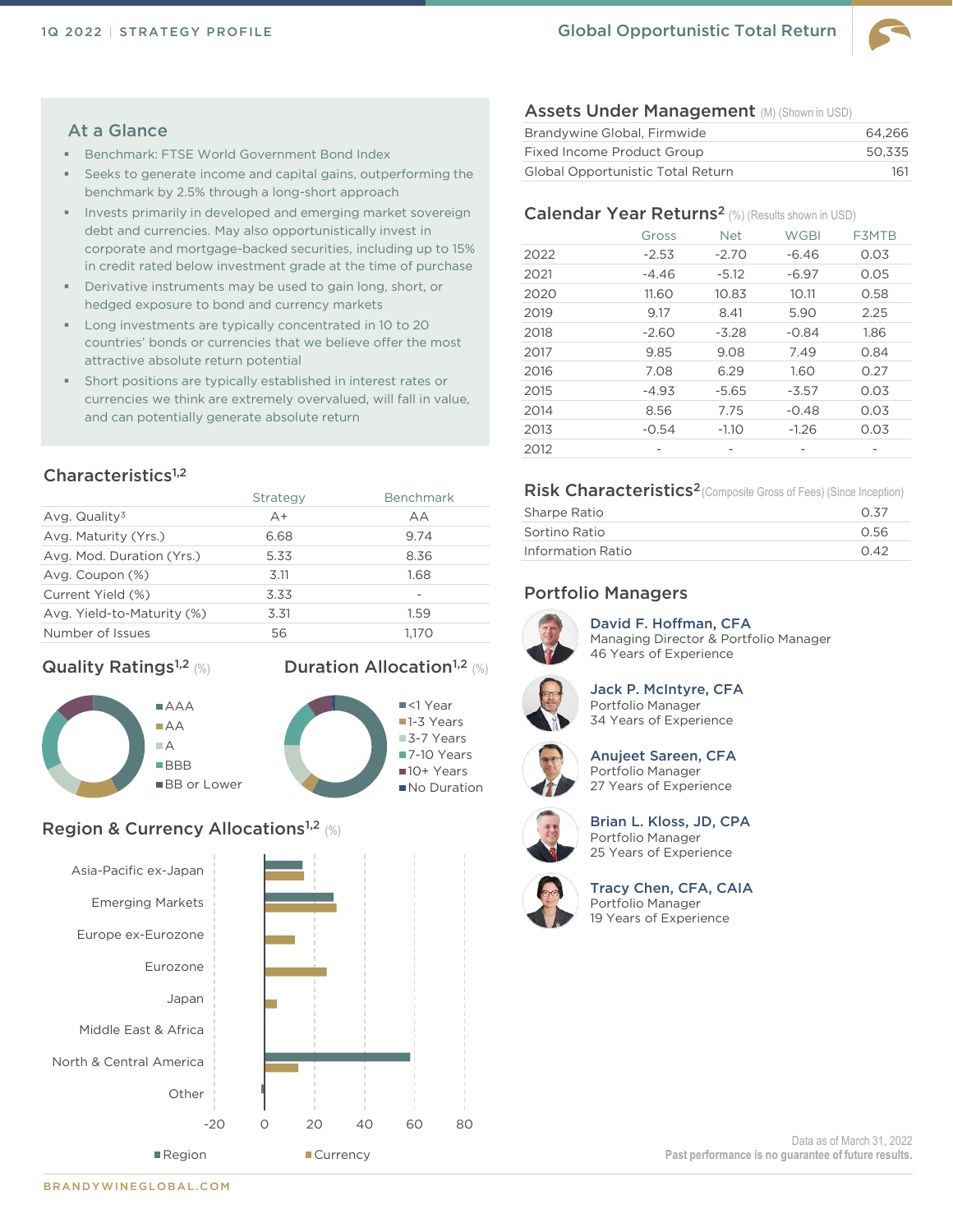# Global Opportunistic Total Return

1Q 2022 | STRATEGY PROFILE

## At a Glance

- Benchmark: FTSE World Government Bond Index
- Seeks to generate income and capital gains, outperforming the benchmark by 2.5% through a long-short approach
- Invests primarily in developed and emerging market sovereign debt and currencies. May also opportunistically invest in corporate and mortgage-backed securities, including up to 15% in credit rated below investment grade at the time of purchase
- Derivative instruments may be used to gain long, short, or hedged exposure to bond and currency markets
- Long investments are typically concentrated in 10 to 20 countries' bonds or currencies that we believe offer the most attractive absolute return potential
- Short positions are typically established in interest rates or currencies we think are extremely overvalued, will fall in value, and can potentially generate absolute return

## Characteristics[1,2]

| | Strategy | Benchmark |
|---|---|---|
| Avg. Quality[3] | A+ | AA |
| Avg. Maturity (Yrs.) | 6.68 | 9.74 |
| Avg. Mod. Duration (Yrs.) | 5.33 | 8.36 |
| Avg. Coupon (%) | 3.11 | 1.68 |
| Current Yield (%) | 3.33 | - |
| Avg. Yield-to-Maturity (%) | 3.31 | 1.59 |
| Number of Issues | 56 | 1,170 |

## Quality Ratings[1,2] (%)

AAA, AA, A, BBB, BB or Lower

## Duration Allocation[1,2] (%)

<1 Year, 1-3 Years, 3-7 Years, 7-10 Years, 10+ Years, No Duration

## Region & Currency Allocations[1,2] (%)

Asia-Pacific ex-Japan, Emerging Markets, Europe ex-Eurozone, Eurozone, Japan, Middle East & Africa, North & Central America, Other

Region / Currency

## Assets Under Management (M) (Shown in USD)

| | |
|---|---|
| Brandywine Global, Firmwide | 64,266 |
| Fixed Income Product Group | 50,335 |
| Global Opportunistic Total Return | 161 |

## Calendar Year Returns[2] (%) (Results shown in USD)

| | Gross | Net | WGBI | F3MTB |
|---|---|---|---|---|
| 2022 | -2.53 | -2.70 | -6.46 | 0.03 |
| 2021 | -4.46 | -5.12 | -6.97 | 0.05 |
| 2020 | 11.60 | 10.83 | 10.11 | 0.58 |
| 2019 | 9.17 | 8.41 | 5.90 | 2.25 |
| 2018 | -2.60 | -3.28 | -0.84 | 1.86 |
| 2017 | 9.85 | 9.08 | 7.49 | 0.84 |
| 2016 | 7.08 | 6.29 | 1.60 | 0.27 |
| 2015 | -4.93 | -5.65 | -3.57 | 0.03 |
| 2014 | 8.56 | 7.75 | -0.48 | 0.03 |
| 2013 | -0.54 | -1.10 | -1.26 | 0.03 |
| 2012 | - | - | - | - |

## Risk Characteristics[2] (Composite Gross of Fees) (Since Inception)

| | |
|---|---|
| Sharpe Ratio | 0.37 |
| Sortino Ratio | 0.56 |
| Information Ratio | 0.42 |

## Portfolio Managers

**David F. Hoffman, CFA**
Managing Director & Portfolio Manager
46 Years of Experience

**Jack P. McIntyre, CFA**
Portfolio Manager
34 Years of Experience

**Anujeet Sareen, CFA**
Portfolio Manager
27 Years of Experience

**Brian L. Kloss, JD, CPA**
Portfolio Manager
25 Years of Experience

**Tracy Chen, CFA, CAIA**
Portfolio Manager
19 Years of Experience

Data as of March 31, 2022

**Past performance is no guarantee of future results.**

BRANDYWINEGLOBAL.COM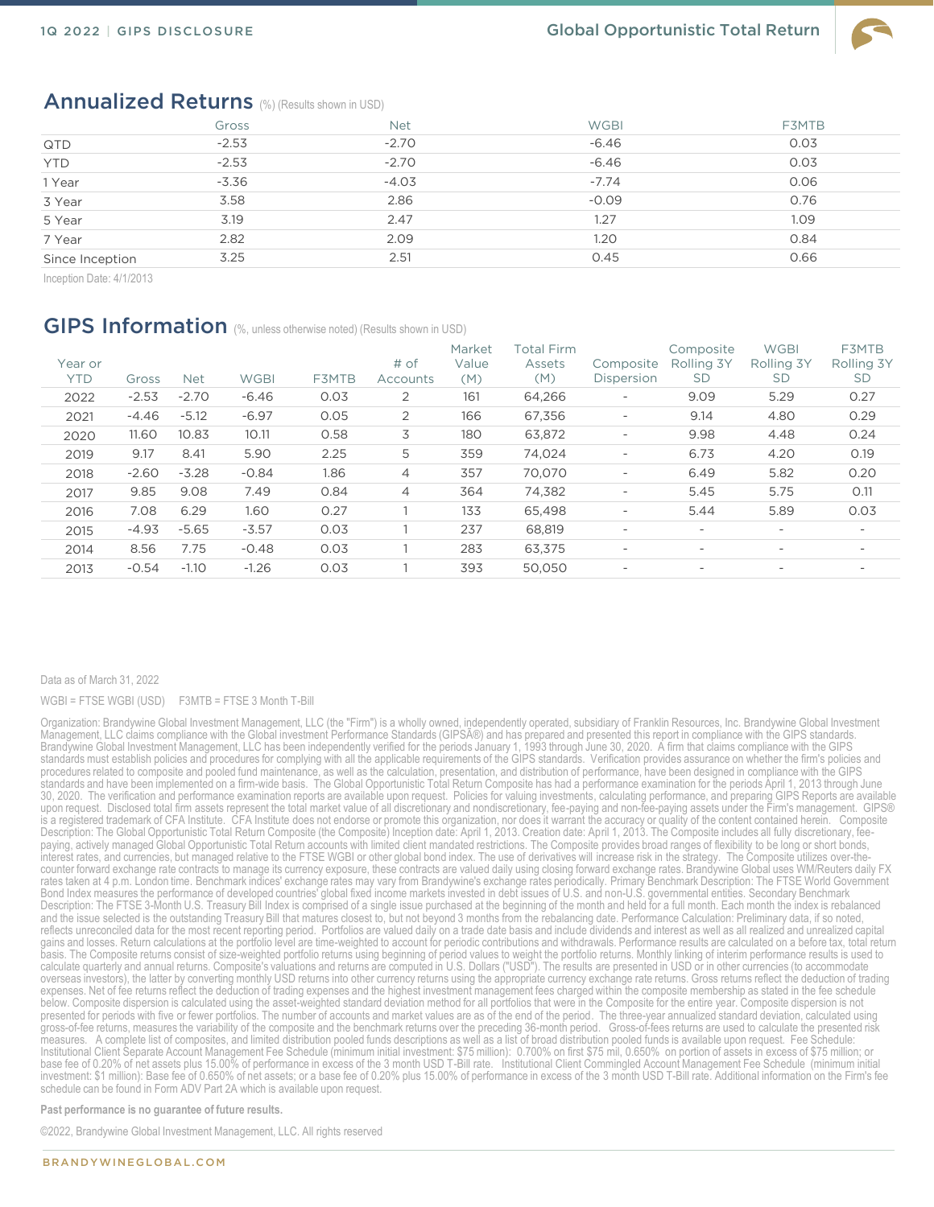## Annualized Returns (%) (Results shown in USD)

| | Gross | Net | WGBI | F3MTB |
|---|---|---|---|---|
| QTD | -2.53 | -2.70 | -6.46 | 0.03 |
| YTD | -2.53 | -2.70 | -6.46 | 0.03 |
| 1 Year | -3.36 | -4.03 | -7.74 | 0.06 |
| 3 Year | 3.58 | 2.86 | -0.09 | 0.76 |
| 5 Year | 3.19 | 2.47 | 1.27 | 1.09 |
| 7 Year | 2.82 | 2.09 | 1.20 | 0.84 |
| Since Inception | 3.25 | 2.51 | 0.45 | 0.66 |

Inception Date: 4/1/2013

## GIPS Information (%, unless otherwise noted) (Results shown in USD)

| Year or YTD | Gross | Net | WGBI | F3MTB | # of Accounts | Market Value (M) | Total Firm Assets (M) | Composite Dispersion | Composite Rolling 3Y SD | WGBI Rolling 3Y SD | F3MTB Rolling 3Y SD |
|---|---|---|---|---|---|---|---|---|---|---|---|
| 2022 | -2.53 | -2.70 | -6.46 | 0.03 | 2 | 161 | 64,266 | - | 9.09 | 5.29 | 0.27 |
| 2021 | -4.46 | -5.12 | -6.97 | 0.05 | 2 | 166 | 67,356 | - | 9.14 | 4.80 | 0.29 |
| 2020 | 11.60 | 10.83 | 10.11 | 0.58 | 3 | 180 | 63,872 | - | 9.98 | 4.48 | 0.24 |
| 2019 | 9.17 | 8.41 | 5.90 | 2.25 | 5 | 359 | 74,024 | - | 6.73 | 4.20 | 0.19 |
| 2018 | -2.60 | -3.28 | -0.84 | 1.86 | 4 | 357 | 70,070 | - | 6.49 | 5.82 | 0.20 |
| 2017 | 9.85 | 9.08 | 7.49 | 0.84 | 4 | 364 | 74,382 | - | 5.45 | 5.75 | 0.11 |
| 2016 | 7.08 | 6.29 | 1.60 | 0.27 | 1 | 133 | 65,498 | - | 5.44 | 5.89 | 0.03 |
| 2015 | -4.93 | -5.65 | -3.57 | 0.03 | 1 | 237 | 68,819 | - | - | - | - |
| 2014 | 8.56 | 7.75 | -0.48 | 0.03 | 1 | 283 | 63,375 | - | - | - | - |
| 2013 | -0.54 | -1.10 | -1.26 | 0.03 | 1 | 393 | 50,050 | - | - | - | - |

Data as of March 31, 2022

WGBI = FTSE WGBI (USD)    F3MTB = FTSE 3 Month T-Bill

Organization: Brandywine Global Investment Management, LLC (the "Firm") is a wholly owned, independently operated, subsidiary of Franklin Resources, Inc. Brandywine Global Investment Management, LLC claims compliance with the Global investment Performance Standards (GIPSÂ®) and has prepared and presented this report in compliance with the GIPS standards. Brandywine Global Investment Management, LLC has been independently verified for the periods January 1, 1993 through June 30, 2020. A firm that claims compliance with the GIPS standards must establish policies and procedures for complying with all the applicable requirements of the GIPS standards. Verification provides assurance on whether the firm's policies and procedures related to composite and pooled fund maintenance, as well as the calculation, presentation, and distribution of performance, have been designed in compliance with the GIPS standards and have been implemented on a firm-wide basis. The Global Opportunistic Total Return Composite has had a performance examination for the periods April 1, 2013 through June 30, 2020. The verification and performance examination reports are available upon request. Policies for valuing investments, calculating performance, and preparing GIPS Reports are available upon request. Disclosed total firm assets represent the total market value of all discretionary and nondiscretionary, fee-paying and non-fee-paying assets under the Firm's management. GIPS® is a registered trademark of CFA Institute. CFA Institute does not endorse or promote this organization, nor does it warrant the accuracy or quality of the content contained herein. Composite Description: The Global Opportunistic Total Return Composite (the Composite) Inception date: April 1, 2013. Creation date: April 1, 2013. The Composite includes all fully discretionary, fee-paying, actively managed Global Opportunistic Total Return accounts with limited client mandated restrictions. The Composite provides broad ranges of flexibility to be long or short bonds, interest rates, and currencies, but managed relative to the FTSE WGBI or other global bond index. The use of derivatives will increase risk in the strategy. The Composite utilizes over-the-counter forward exchange rate contracts to manage its currency exposure, these contracts are valued daily using closing forward exchange rates. Brandywine Global uses WM/Reuters daily FX rates taken at 4 p.m. London time. Benchmark indices' exchange rates may vary from Brandywine's exchange rates periodically. Primary Benchmark Description: The FTSE World Government Bond Index measures the performance of developed countries' global fixed income markets invested in debt issues of U.S. and non-U.S. governmental entities. Secondary Benchmark Description: The FTSE 3-Month U.S. Treasury Bill Index is comprised of a single issue purchased at the beginning of the month and held for a full month. Each month the index is rebalanced and the issue selected is the outstanding Treasury Bill that matures closest to, but not beyond 3 months from the rebalancing date. Performance Calculation: Preliminary data, if so noted, reflects unreconciled data for the most recent reporting period. Portfolios are valued daily on a trade date basis and include dividends and interest as well as all realized and unrealized capital gains and losses. Return calculations at the portfolio level are time-weighted to account for periodic contributions and withdrawals. Performance results are calculated on a before tax, total return basis. The Composite returns consist of size-weighted portfolio returns using beginning of period values to weight the portfolio returns. Monthly linking of interim performance results is used to calculate quarterly and annual returns. Composite's valuations and returns are computed in U.S. Dollars ("USD"). The results are presented in USD or in other currencies (to accommodate overseas investors), the latter by converting monthly USD returns into other currency returns using the appropriate currency exchange rate returns. Gross returns reflect the deduction of trading expenses. Net of fee returns reflect the deduction of trading expenses and the highest investment management fees charged within the composite membership as stated in the fee schedule below. Composite dispersion is calculated using the asset-weighted standard deviation method for all portfolios that were in the Composite for the entire year. Composite dispersion is not presented for periods with five or fewer portfolios. The number of accounts and market values are as of the end of the period. The three-year annualized standard deviation, calculated using gross-of-fee returns, measures the variability of the composite and the benchmark returns over the preceding 36-month period. Gross-of-fees returns are used to calculate the presented risk measures. A complete list of composites, and limited distribution pooled funds descriptions as well as a list of broad distribution pooled funds is available upon request. Fee Schedule: Institutional Client Separate Account Management Fee Schedule (minimum initial investment: $75 million): 0.700% on first $75 mil, 0.650% on portion of assets in excess of $75 million; or base fee of 0.20% of net assets plus 15.00% of performance in excess of the 3 month USD T-Bill rate. Institutional Client Commingled Account Management Fee Schedule (minimum initial investment: $1 million): Base fee of 0.650% of net assets; or a base fee of 0.20% plus 15.00% of performance in excess of the 3 month USD T-Bill rate. Additional information on the Firm's fee schedule can be found in Form ADV Part 2A which is available upon request.

**Past performance is no guarantee of future results.**

©2022, Brandywine Global Investment Management, LLC. All rights reserved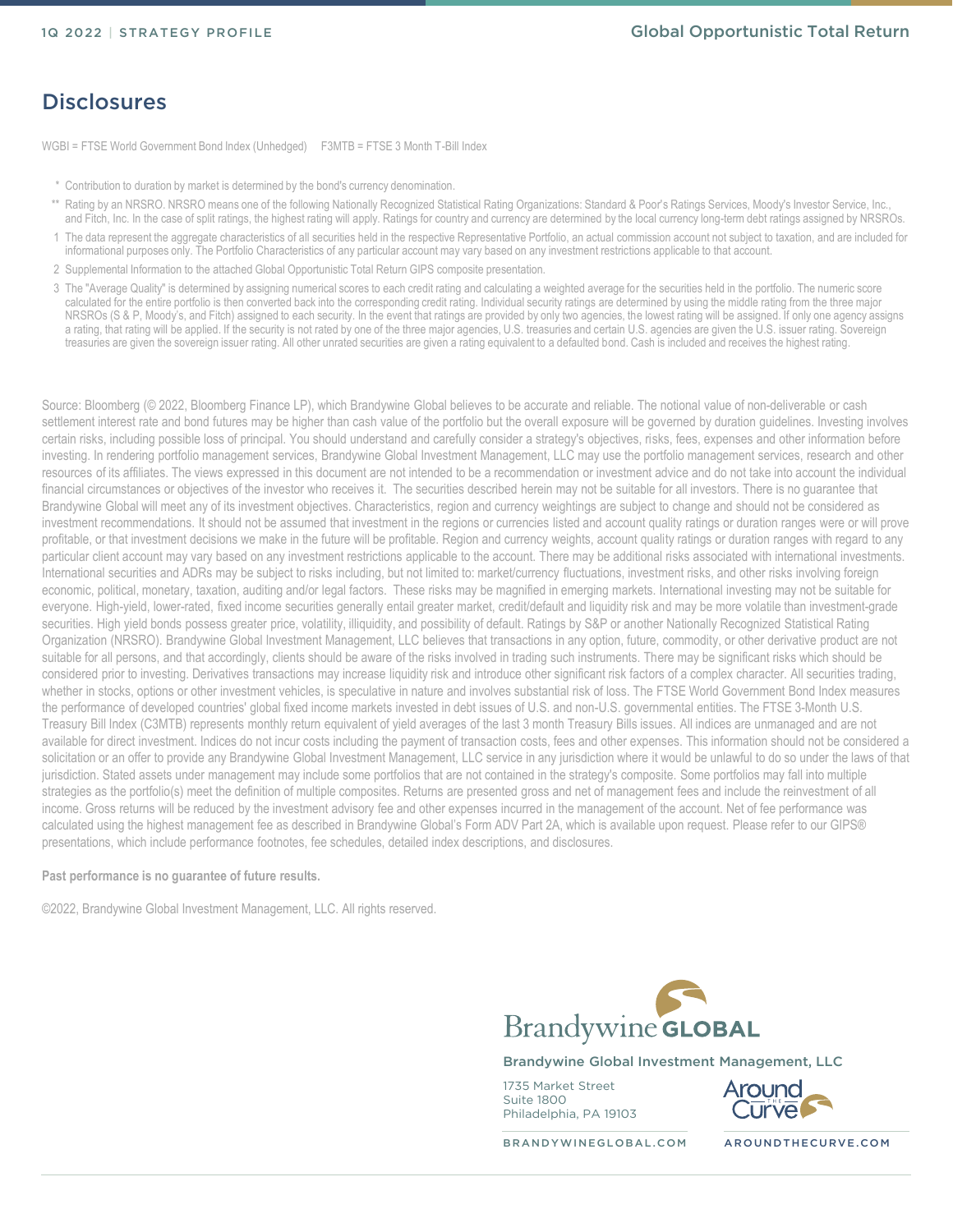## Disclosures

WGBI = FTSE World Government Bond Index (Unhedged)   F3MTB = FTSE 3 Month T-Bill Index

\* Contribution to duration by market is determined by the bond's currency denomination.

\*\* Rating by an NRSRO. NRSRO means one of the following Nationally Recognized Statistical Rating Organizations: Standard & Poor's Ratings Services, Moody's Investor Service, Inc., and Fitch, Inc. In the case of split ratings, the highest rating will apply. Ratings for country and currency are determined by the local currency long-term debt ratings assigned by NRSROs.

1 The data represent the aggregate characteristics of all securities held in the respective Representative Portfolio, an actual commission account not subject to taxation, and are included for informational purposes only. The Portfolio Characteristics of any particular account may vary based on any investment restrictions applicable to that account.

2 Supplemental Information to the attached Global Opportunistic Total Return GIPS composite presentation.

3 The "Average Quality" is determined by assigning numerical scores to each credit rating and calculating a weighted average for the securities held in the portfolio. The numeric score calculated for the entire portfolio is then converted back into the corresponding credit rating. Individual security ratings are determined by using the middle rating from the three major NRSROs (S & P, Moody's, and Fitch) assigned to each security. In the event that ratings are provided by only two agencies, the lowest rating will be assigned. If only one agency assigns a rating, that rating will be applied. If the security is not rated by one of the three major agencies, U.S. treasuries and certain U.S. agencies are given the U.S. issuer rating. Sovereign treasuries are given the sovereign issuer rating. All other unrated securities are given a rating equivalent to a defaulted bond. Cash is included and receives the highest rating.

Source: Bloomberg (© 2022, Bloomberg Finance LP), which Brandywine Global believes to be accurate and reliable. The notional value of non-deliverable or cash settlement interest rate and bond futures may be higher than cash value of the portfolio but the overall exposure will be governed by duration guidelines. Investing involves certain risks, including possible loss of principal. You should understand and carefully consider a strategy's objectives, risks, fees, expenses and other information before investing. In rendering portfolio management services, Brandywine Global Investment Management, LLC may use the portfolio management services, research and other resources of its affiliates. The views expressed in this document are not intended to be a recommendation or investment advice and do not take into account the individual financial circumstances or objectives of the investor who receives it. The securities described herein may not be suitable for all investors. There is no guarantee that Brandywine Global will meet any of its investment objectives. Characteristics, region and currency weightings are subject to change and should not be considered as investment recommendations. It should not be assumed that investment in the regions or currencies listed and account quality ratings or duration ranges were or will prove profitable, or that investment decisions we make in the future will be profitable. Region and currency weights, account quality ratings or duration ranges with regard to any particular client account may vary based on any investment restrictions applicable to the account. There may be additional risks associated with international investments. International securities and ADRs may be subject to risks including, but not limited to: market/currency fluctuations, investment risks, and other risks involving foreign economic, political, monetary, taxation, auditing and/or legal factors. These risks may be magnified in emerging markets. International investing may not be suitable for everyone. High-yield, lower-rated, fixed income securities generally entail greater market, credit/default and liquidity risk and may be more volatile than investment-grade securities. High yield bonds possess greater price, volatility, illiquidity, and possibility of default. Ratings by S&P or another Nationally Recognized Statistical Rating Organization (NRSRO). Brandywine Global Investment Management, LLC believes that transactions in any option, future, commodity, or other derivative product are not suitable for all persons, and that accordingly, clients should be aware of the risks involved in trading such instruments. There may be significant risks which should be considered prior to investing. Derivatives transactions may increase liquidity risk and introduce other significant risk factors of a complex character. All securities trading, whether in stocks, options or other investment vehicles, is speculative in nature and involves substantial risk of loss. The FTSE World Government Bond Index measures the performance of developed countries' global fixed income markets invested in debt issues of U.S. and non-U.S. governmental entities. The FTSE 3-Month U.S. Treasury Bill Index (C3MTB) represents monthly return equivalent of yield averages of the last 3 month Treasury Bills issues. All indices are unmanaged and are not available for direct investment. Indices do not incur costs including the payment of transaction costs, fees and other expenses. This information should not be considered a solicitation or an offer to provide any Brandywine Global Investment Management, LLC service in any jurisdiction where it would be unlawful to do so under the laws of that jurisdiction. Stated assets under management may include some portfolios that are not contained in the strategy's composite. Some portfolios may fall into multiple strategies as the portfolio(s) meet the definition of multiple composites. Returns are presented gross and net of management fees and include the reinvestment of all income. Gross returns will be reduced by the investment advisory fee and other expenses incurred in the management of the account. Net of fee performance was calculated using the highest management fee as described in Brandywine Global's Form ADV Part 2A, which is available upon request. Please refer to our GIPS® presentations, which include performance footnotes, fee schedules, detailed index descriptions, and disclosures.

**Past performance is no guarantee of future results.**

©2022, Brandywine Global Investment Management, LLC. All rights reserved.

Brandywine GLOBAL

Brandywine Global Investment Management, LLC

1735 Market Street
Suite 1800
Philadelphia, PA 19103

Around the Curve

BRANDYWINEGLOBAL.COM   AROUNDTHECURVE.COM